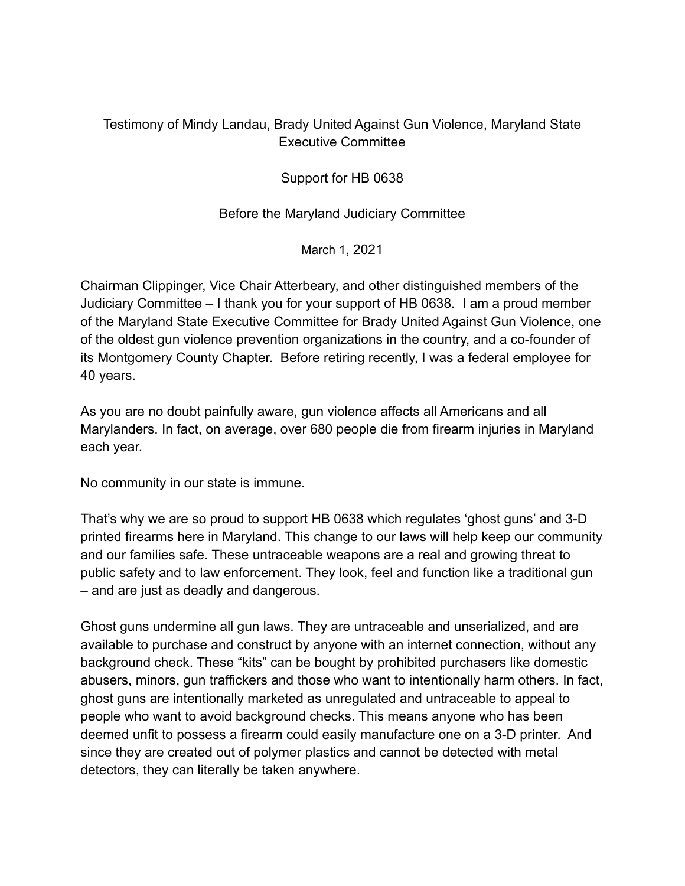Testimony of Mindy Landau, Brady United Against Gun Violence, Maryland State Executive Committee

Support for HB 0638

Before the Maryland Judiciary Committee

March 1, 2021

Chairman Clippinger, Vice Chair Atterbeary, and other distinguished members of the Judiciary Committee – I thank you for your support of HB 0638. I am a proud member of the Maryland State Executive Committee for Brady United Against Gun Violence, one of the oldest gun violence prevention organizations in the country, and a co-founder of its Montgomery County Chapter. Before retiring recently, I was a federal employee for 40 years.

As you are no doubt painfully aware, gun violence affects all Americans and all Marylanders. In fact, on average, over 680 people die from firearm injuries in Maryland each year.

No community in our state is immune.

That's why we are so proud to support HB 0638 which regulates 'ghost guns' and 3-D printed firearms here in Maryland. This change to our laws will help keep our community and our families safe. These untraceable weapons are a real and growing threat to public safety and to law enforcement. They look, feel and function like a traditional gun – and are just as deadly and dangerous.

Ghost guns undermine all gun laws. They are untraceable and unserialized, and are available to purchase and construct by anyone with an internet connection, without any background check. These "kits" can be bought by prohibited purchasers like domestic abusers, minors, gun traffickers and those who want to intentionally harm others. In fact, ghost guns are intentionally marketed as unregulated and untraceable to appeal to people who want to avoid background checks. This means anyone who has been deemed unfit to possess a firearm could easily manufacture one on a 3-D printer. And since they are created out of polymer plastics and cannot be detected with metal detectors, they can literally be taken anywhere.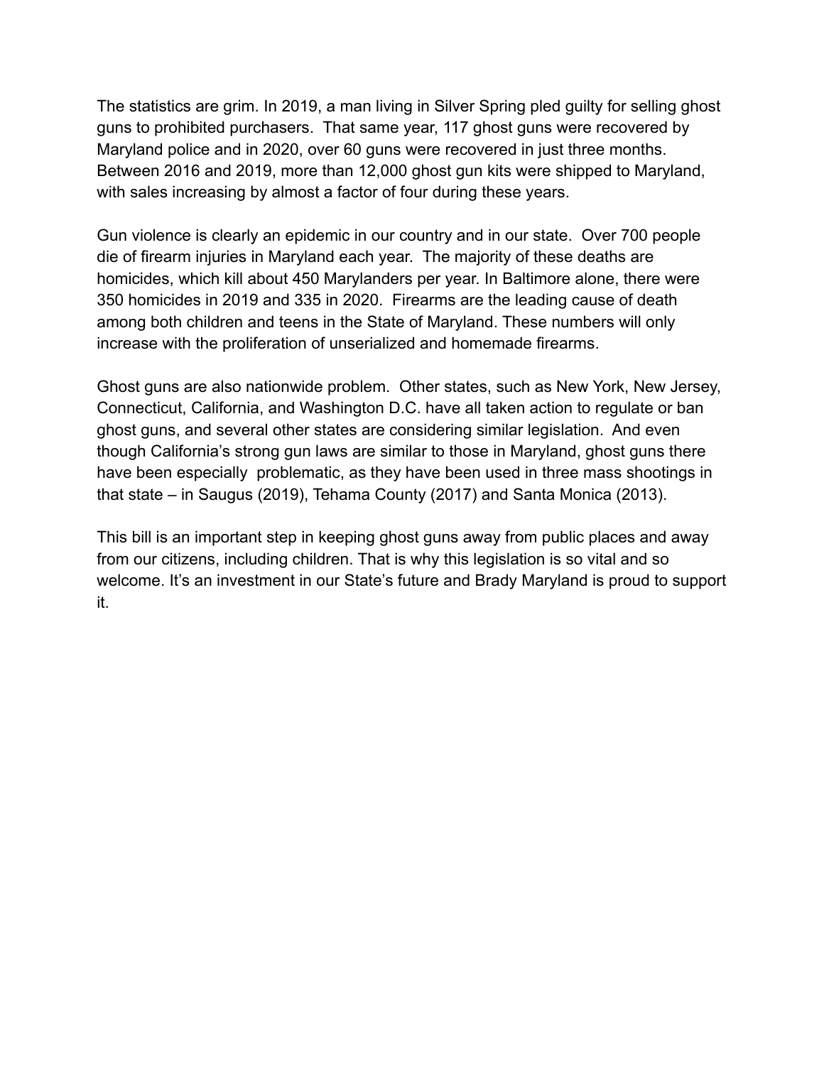The statistics are grim. In 2019, a man living in Silver Spring pled guilty for selling ghost guns to prohibited purchasers. That same year, 117 ghost guns were recovered by Maryland police and in 2020, over 60 guns were recovered in just three months. Between 2016 and 2019, more than 12,000 ghost gun kits were shipped to Maryland, with sales increasing by almost a factor of four during these years.

Gun violence is clearly an epidemic in our country and in our state. Over 700 people die of firearm injuries in Maryland each year. The majority of these deaths are homicides, which kill about 450 Marylanders per year. In Baltimore alone, there were 350 homicides in 2019 and 335 in 2020. Firearms are the leading cause of death among both children and teens in the State of Maryland. These numbers will only increase with the proliferation of unserialized and homemade firearms.

Ghost guns are also nationwide problem. Other states, such as New York, New Jersey, Connecticut, California, and Washington D.C. have all taken action to regulate or ban ghost guns, and several other states are considering similar legislation. And even though California's strong gun laws are similar to those in Maryland, ghost guns there have been especially problematic, as they have been used in three mass shootings in that state – in Saugus (2019), Tehama County (2017) and Santa Monica (2013).

This bill is an important step in keeping ghost guns away from public places and away from our citizens, including children. That is why this legislation is so vital and so welcome. It's an investment in our State's future and Brady Maryland is proud to support it.